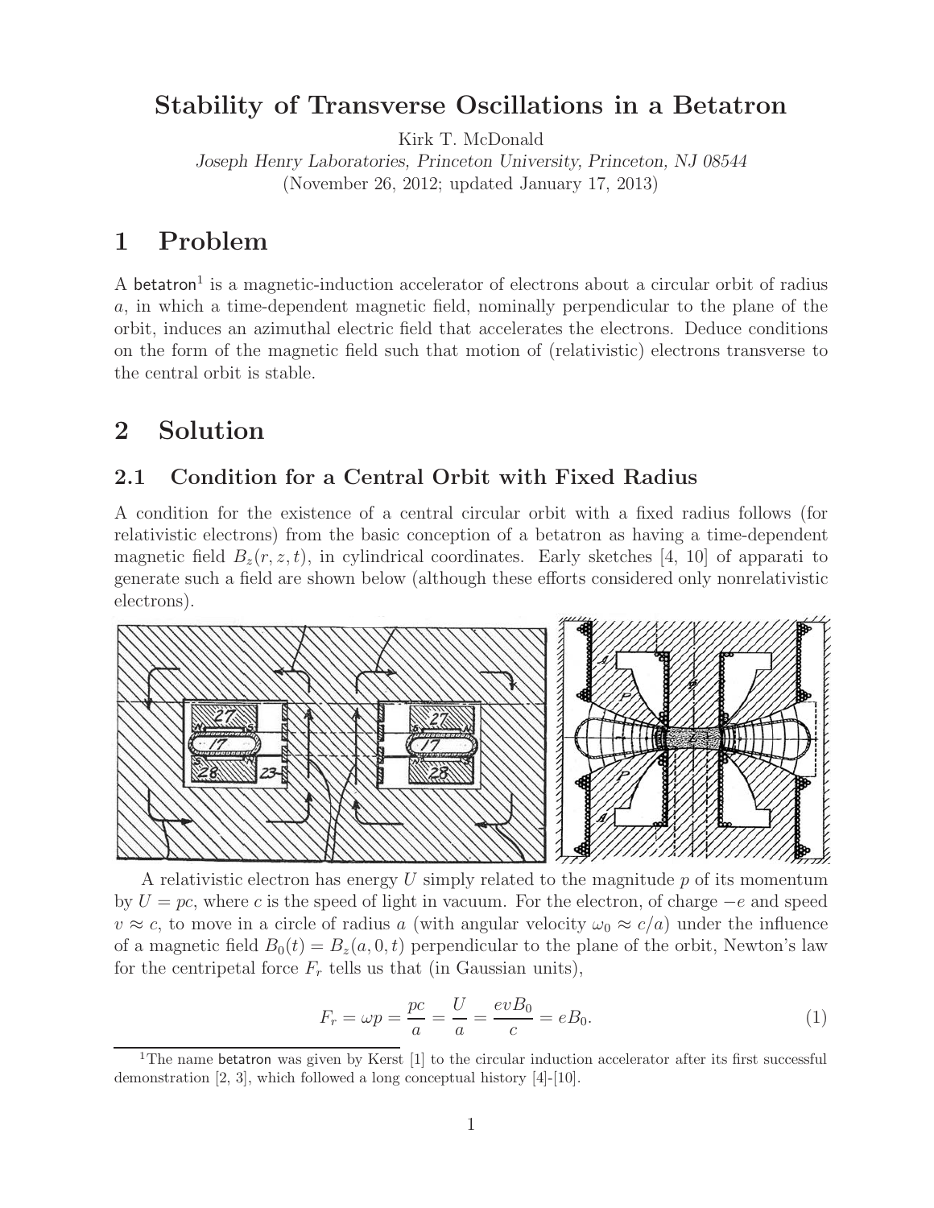# Stability of Transverse Oscillations in a Betatron

Kirk T. McDonald

*Joseph Henry Laboratories, Princeton University, Princeton, NJ 08544*

(November 26, 2012; updated January 17, 2013)

## 1 Problem

A betatron[1] is a magnetic-induction accelerator of electrons about a circular orbit of radius $a$, in which a time-dependent magnetic field, nominally perpendicular to the plane of the orbit, induces an azimuthal electric field that accelerates the electrons. Deduce conditions on the form of the magnetic field such that motion of (relativistic) electrons transverse to the central orbit is stable.

## 2 Solution

### 2.1 Condition for a Central Orbit with Fixed Radius

A condition for the existence of a central circular orbit with a fixed radius follows (for relativistic electrons) from the basic conception of a betatron as having a time-dependent magnetic field $B_z(r, z, t)$, in cylindrical coordinates. Early sketches [4, 10] of apparati to generate such a field are shown below (although these efforts considered only nonrelativistic electrons).

A relativistic electron has energy $U$ simply related to the magnitude $p$ of its momentum by $U = pc$, where $c$ is the speed of light in vacuum. For the electron, of charge $-e$ and speed $v \approx c$, to move in a circle of radius $a$ (with angular velocity $\omega_0 \approx c/a$) under the influence of a magnetic field $B_0(t) = B_z(a, 0, t)$ perpendicular to the plane of the orbit, Newton's law for the centripetal force $F_r$ tells us that (in Gaussian units),

$$F_r = \omega p = \frac{pc}{a} = \frac{U}{a} = \frac{evB_0}{c} = eB_0. \tag{1}$$

[1] The name betatron was given by Kerst [1] to the circular induction accelerator after its first successful demonstration [2, 3], which followed a long conceptual history [4]-[10].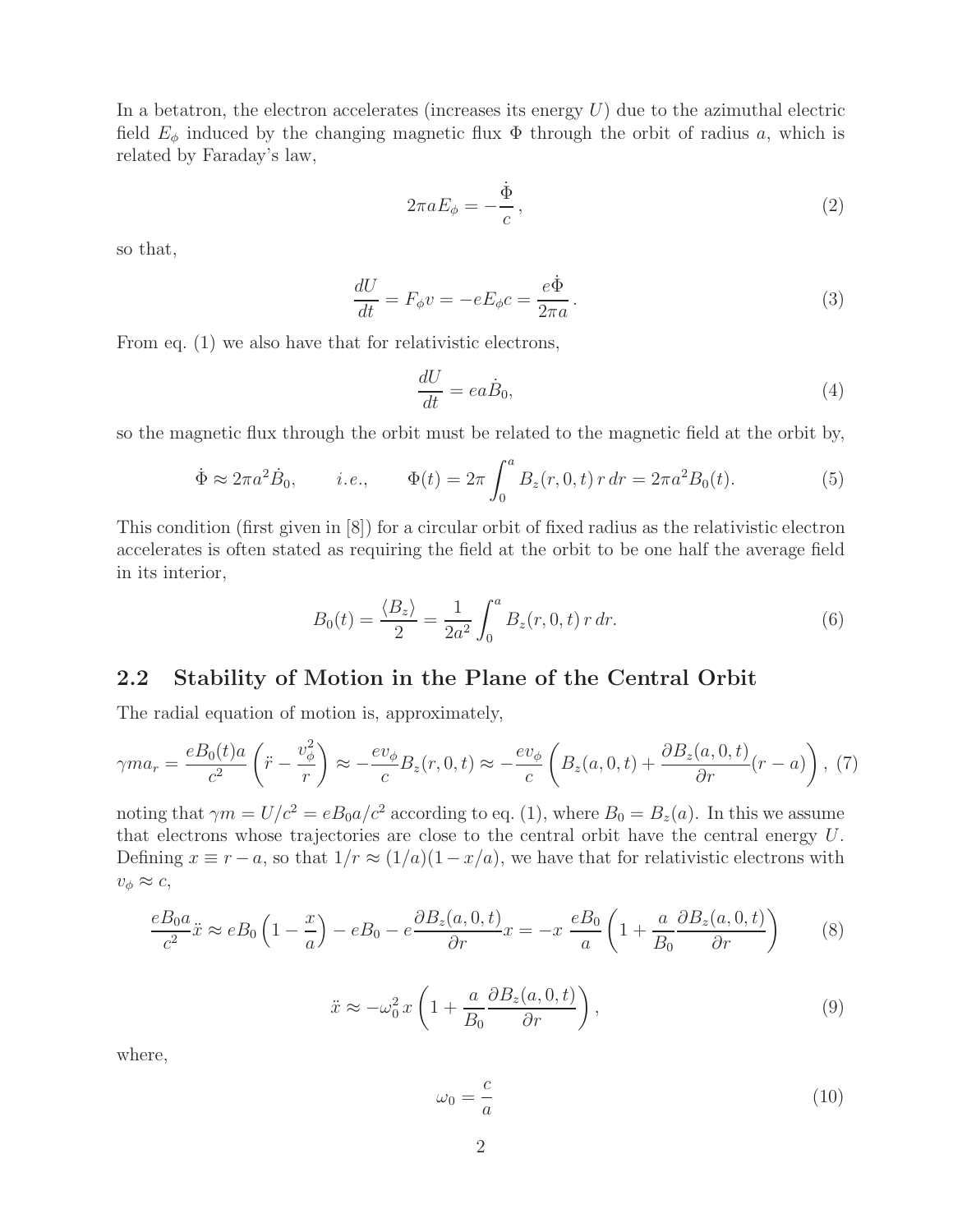In a betatron, the electron accelerates (increases its energy $U$) due to the azimuthal electric field $E_\phi$ induced by the changing magnetic flux $\Phi$ through the orbit of radius $a$, which is related by Faraday's law,

$$2\pi a E_\phi = -\frac{\dot{\Phi}}{c}\,, \tag{2}$$

so that,

$$\frac{dU}{dt} = F_\phi v = -eE_\phi c = \frac{e\dot{\Phi}}{2\pi a}\,. \tag{3}$$

From eq. (1) we also have that for relativistic electrons,

$$\frac{dU}{dt} = ea\dot{B}_0, \tag{4}$$

so the magnetic flux through the orbit must be related to the magnetic field at the orbit by,

$$\dot{\Phi} \approx 2\pi a^2 \dot{B}_0, \qquad i.e., \qquad \Phi(t) = 2\pi \int_0^a B_z(r,0,t)\, r\, dr = 2\pi a^2 B_0(t). \tag{5}$$

This condition (first given in [8]) for a circular orbit of fixed radius as the relativistic electron accelerates is often stated as requiring the field at the orbit to be one half the average field in its interior,

$$B_0(t) = \frac{\langle B_z \rangle}{2} = \frac{1}{2a^2} \int_0^a B_z(r,0,t)\, r\, dr. \tag{6}$$

## 2.2 Stability of Motion in the Plane of the Central Orbit

The radial equation of motion is, approximately,

$$\gamma m a_r = \frac{eB_0(t)a}{c^2}\left(\ddot{r} - \frac{v_\phi^2}{r}\right) \approx -\frac{ev_\phi}{c} B_z(r,0,t) \approx -\frac{ev_\phi}{c}\left(B_z(a,0,t) + \frac{\partial B_z(a,0,t)}{\partial r}(r-a)\right), \tag{7}$$

noting that $\gamma m = U/c^2 = eB_0 a/c^2$ according to eq. (1), where $B_0 = B_z(a)$. In this we assume that electrons whose trajectories are close to the central orbit have the central energy $U$. Defining $x \equiv r - a$, so that $1/r \approx (1/a)(1 - x/a)$, we have that for relativistic electrons with $v_\phi \approx c$,

$$\frac{eB_0 a}{c^2}\ddot{x} \approx eB_0\left(1 - \frac{x}{a}\right) - eB_0 - e\frac{\partial B_z(a,0,t)}{\partial r}x = -x\;\frac{eB_0}{a}\left(1 + \frac{a}{B_0}\frac{\partial B_z(a,0,t)}{\partial r}\right) \tag{8}$$

$$\ddot{x} \approx -\omega_0^2\, x\left(1 + \frac{a}{B_0}\frac{\partial B_z(a,0,t)}{\partial r}\right), \tag{9}$$

where,

$$\omega_0 = \frac{c}{a} \tag{10}$$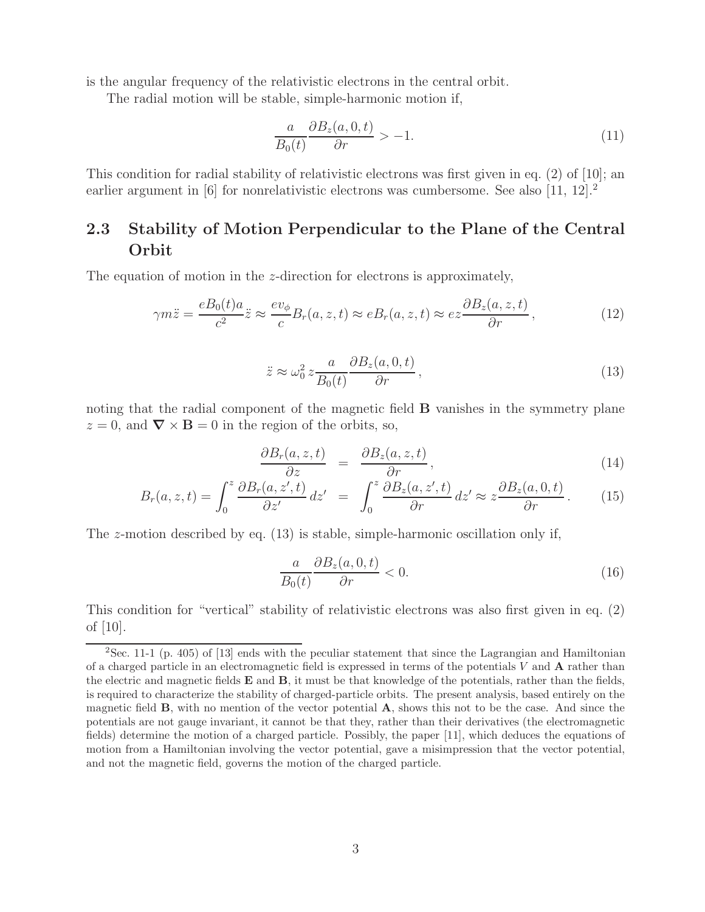is the angular frequency of the relativistic electrons in the central orbit.

The radial motion will be stable, simple-harmonic motion if,

$$\frac{a}{B_0(t)} \frac{\partial B_z(a, 0, t)}{\partial r} > -1. \tag{11}$$

This condition for radial stability of relativistic electrons was first given in eq. (2) of [10]; an earlier argument in [6] for nonrelativistic electrons was cumbersome. See also [11, 12].[2]

## 2.3 Stability of Motion Perpendicular to the Plane of the Central Orbit

The equation of motion in the $z$-direction for electrons is approximately,

$$\gamma m \ddot{z} = \frac{e B_0(t) a}{c^2} \ddot{z} \approx \frac{e v_\phi}{c} B_r(a, z, t) \approx e B_r(a, z, t) \approx e z \frac{\partial B_z(a, z, t)}{\partial r}, \tag{12}$$

$$\ddot{z} \approx \omega_0^2 \, z \frac{a}{B_0(t)} \frac{\partial B_z(a, 0, t)}{\partial r}, \tag{13}$$

noting that the radial component of the magnetic field $\mathbf{B}$ vanishes in the symmetry plane $z = 0$, and $\nabla \times \mathbf{B} = 0$ in the region of the orbits, so,

$$\frac{\partial B_r(a, z, t)}{\partial z} = \frac{\partial B_z(a, z, t)}{\partial r}, \tag{14}$$

$$B_r(a, z, t) = \int_0^z \frac{\partial B_r(a, z', t)}{\partial z'} \, dz' = \int_0^z \frac{\partial B_z(a, z', t)}{\partial r} \, dz' \approx z \frac{\partial B_z(a, 0, t)}{\partial r}. \tag{15}$$

The $z$-motion described by eq. (13) is stable, simple-harmonic oscillation only if,

$$\frac{a}{B_0(t)} \frac{\partial B_z(a, 0, t)}{\partial r} < 0. \tag{16}$$

This condition for "vertical" stability of relativistic electrons was also first given in eq. (2) of [10].

[2] Sec. 11-1 (p. 405) of [13] ends with the peculiar statement that since the Lagrangian and Hamiltonian of a charged particle in an electromagnetic field is expressed in terms of the potentials $V$ and $\mathbf{A}$ rather than the electric and magnetic fields $\mathbf{E}$ and $\mathbf{B}$, it must be that knowledge of the potentials, rather than the fields, is required to characterize the stability of charged-particle orbits. The present analysis, based entirely on the magnetic field $\mathbf{B}$, with no mention of the vector potential $\mathbf{A}$, shows this not to be the case. And since the potentials are not gauge invariant, it cannot be that they, rather than their derivatives (the electromagnetic fields) determine the motion of a charged particle. Possibly, the paper [11], which deduces the equations of motion from a Hamiltonian involving the vector potential, gave a misimpression that the vector potential, and not the magnetic field, governs the motion of the charged particle.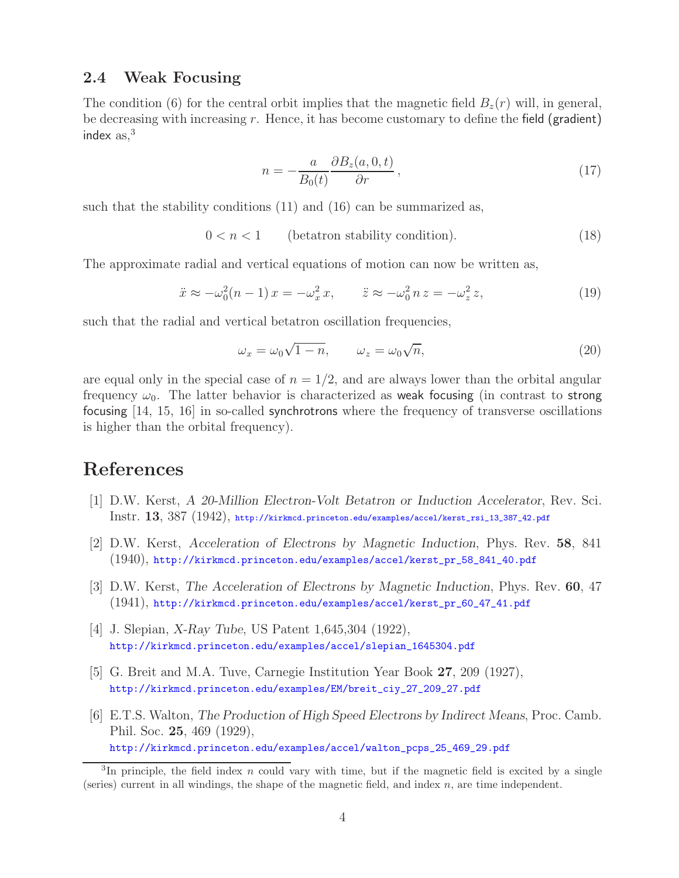### 2.4 Weak Focusing

The condition (6) for the central orbit implies that the magnetic field $B_z(r)$ will, in general, be decreasing with increasing $r$. Hence, it has become customary to define the field (gradient) index as,[3]

$$n = -\frac{a}{B_0(t)} \frac{\partial B_z(a, 0, t)}{\partial r}, \tag{17}$$

such that the stability conditions (11) and (16) can be summarized as,

$$0 < n < 1 \qquad \text{(betatron stability condition)}. \tag{18}$$

The approximate radial and vertical equations of motion can now be written as,

$$\ddot{x} \approx -\omega_0^2 (n - 1)\, x = -\omega_x^2\, x, \qquad \ddot{z} \approx -\omega_0^2\, n\, z = -\omega_z^2\, z, \tag{19}$$

such that the radial and vertical betatron oscillation frequencies,

$$\omega_x = \omega_0 \sqrt{1 - n}, \qquad \omega_z = \omega_0 \sqrt{n}, \tag{20}$$

are equal only in the special case of $n = 1/2$, and are always lower than the orbital angular frequency $\omega_0$. The latter behavior is characterized as weak focusing (in contrast to strong focusing [14, 15, 16] in so-called synchrotrons where the frequency of transverse oscillations is higher than the orbital frequency).

## References

[1] D.W. Kerst, *A 20-Million Electron-Volt Betatron or Induction Accelerator*, Rev. Sci. Instr. **13**, 387 (1942), http://kirkmcd.princeton.edu/examples/accel/kerst_rsi_13_387_42.pdf

[2] D.W. Kerst, *Acceleration of Electrons by Magnetic Induction*, Phys. Rev. **58**, 841 (1940), http://kirkmcd.princeton.edu/examples/accel/kerst_pr_58_841_40.pdf

[3] D.W. Kerst, *The Acceleration of Electrons by Magnetic Induction*, Phys. Rev. **60**, 47 (1941), http://kirkmcd.princeton.edu/examples/accel/kerst_pr_60_47_41.pdf

[4] J. Slepian, *X-Ray Tube*, US Patent 1,645,304 (1922), http://kirkmcd.princeton.edu/examples/accel/slepian_1645304.pdf

[5] G. Breit and M.A. Tuve, Carnegie Institution Year Book **27**, 209 (1927), http://kirkmcd.princeton.edu/examples/EM/breit_ciy_27_209_27.pdf

[6] E.T.S. Walton, *The Production of High Speed Electrons by Indirect Means*, Proc. Camb. Phil. Soc. **25**, 469 (1929), http://kirkmcd.princeton.edu/examples/accel/walton_pcps_25_469_29.pdf

[3] In principle, the field index $n$ could vary with time, but if the magnetic field is excited by a single (series) current in all windings, the shape of the magnetic field, and index $n$, are time independent.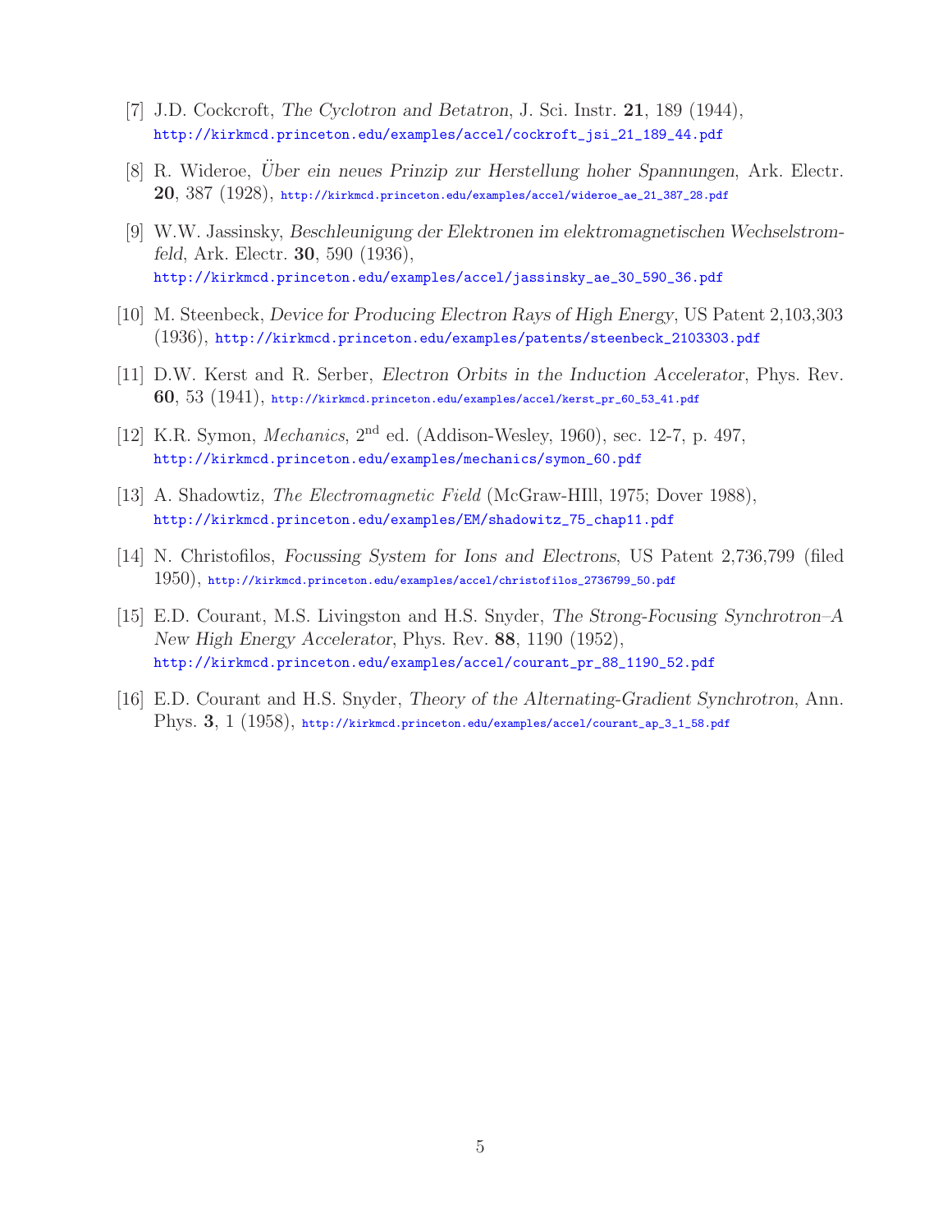[7] J.D. Cockcroft, *The Cyclotron and Betatron*, J. Sci. Instr. **21**, 189 (1944), http://kirkmcd.princeton.edu/examples/accel/cockroft_jsi_21_189_44.pdf

[8] R. Wideroe, *Über ein neues Prinzip zur Herstellung hoher Spannungen*, Ark. Electr. **20**, 387 (1928), http://kirkmcd.princeton.edu/examples/accel/wideroe_ae_21_387_28.pdf

[9] W.W. Jassinsky, *Beschleunigung der Elektronen im elektromagnetischen Wechselstromfeld*, Ark. Electr. **30**, 590 (1936), http://kirkmcd.princeton.edu/examples/accel/jassinsky_ae_30_590_36.pdf

[10] M. Steenbeck, *Device for Producing Electron Rays of High Energy*, US Patent 2,103,303 (1936), http://kirkmcd.princeton.edu/examples/patents/steenbeck_2103303.pdf

[11] D.W. Kerst and R. Serber, *Electron Orbits in the Induction Accelerator*, Phys. Rev. **60**, 53 (1941), http://kirkmcd.princeton.edu/examples/accel/kerst_pr_60_53_41.pdf

[12] K.R. Symon, *Mechanics*, 2nd ed. (Addison-Wesley, 1960), sec. 12-7, p. 497, http://kirkmcd.princeton.edu/examples/mechanics/symon_60.pdf

[13] A. Shadowtiz, *The Electromagnetic Field* (McGraw-HIll, 1975; Dover 1988), http://kirkmcd.princeton.edu/examples/EM/shadowitz_75_chap11.pdf

[14] N. Christofilos, *Focussing System for Ions and Electrons*, US Patent 2,736,799 (filed 1950), http://kirkmcd.princeton.edu/examples/accel/christofilos_2736799_50.pdf

[15] E.D. Courant, M.S. Livingston and H.S. Snyder, *The Strong-Focusing Synchrotron–A New High Energy Accelerator*, Phys. Rev. **88**, 1190 (1952), http://kirkmcd.princeton.edu/examples/accel/courant_pr_88_1190_52.pdf

[16] E.D. Courant and H.S. Snyder, *Theory of the Alternating-Gradient Synchrotron*, Ann. Phys. **3**, 1 (1958), http://kirkmcd.princeton.edu/examples/accel/courant_ap_3_1_58.pdf